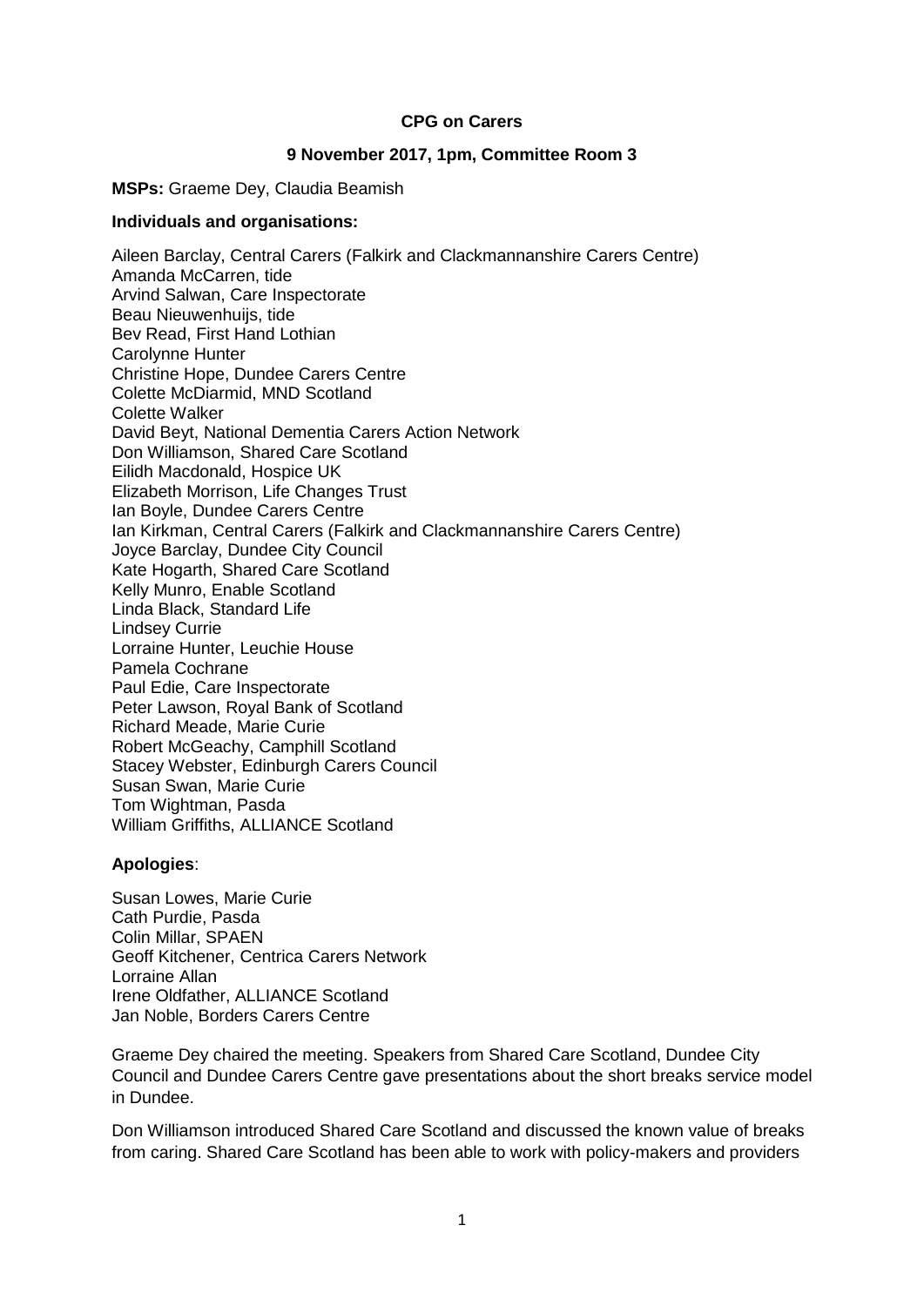**CPG on Carers**

**9 November 2017, 1pm, Committee Room 3**

**MSPs:** Graeme Dey, Claudia Beamish

**Individuals and organisations:**

Aileen Barclay, Central Carers (Falkirk and Clackmannanshire Carers Centre)
Amanda McCarren, tide
Arvind Salwan, Care Inspectorate
Beau Nieuwenhuijs, tide
Bev Read, First Hand Lothian
Carolynne Hunter
Christine Hope, Dundee Carers Centre
Colette McDiarmid, MND Scotland
Colette Walker
David Beyt, National Dementia Carers Action Network
Don Williamson, Shared Care Scotland
Eilidh Macdonald, Hospice UK
Elizabeth Morrison, Life Changes Trust
Ian Boyle, Dundee Carers Centre
Ian Kirkman, Central Carers (Falkirk and Clackmannanshire Carers Centre)
Joyce Barclay, Dundee City Council
Kate Hogarth, Shared Care Scotland
Kelly Munro, Enable Scotland
Linda Black, Standard Life
Lindsey Currie
Lorraine Hunter, Leuchie House
Pamela Cochrane
Paul Edie, Care Inspectorate
Peter Lawson, Royal Bank of Scotland
Richard Meade, Marie Curie
Robert McGeachy, Camphill Scotland
Stacey Webster, Edinburgh Carers Council
Susan Swan, Marie Curie
Tom Wightman, Pasda
William Griffiths, ALLIANCE Scotland

**Apologies**:

Susan Lowes, Marie Curie
Cath Purdie, Pasda
Colin Millar, SPAEN
Geoff Kitchener, Centrica Carers Network
Lorraine Allan
Irene Oldfather, ALLIANCE Scotland
Jan Noble, Borders Carers Centre

Graeme Dey chaired the meeting. Speakers from Shared Care Scotland, Dundee City Council and Dundee Carers Centre gave presentations about the short breaks service model in Dundee.

Don Williamson introduced Shared Care Scotland and discussed the known value of breaks from caring. Shared Care Scotland has been able to work with policy-makers and providers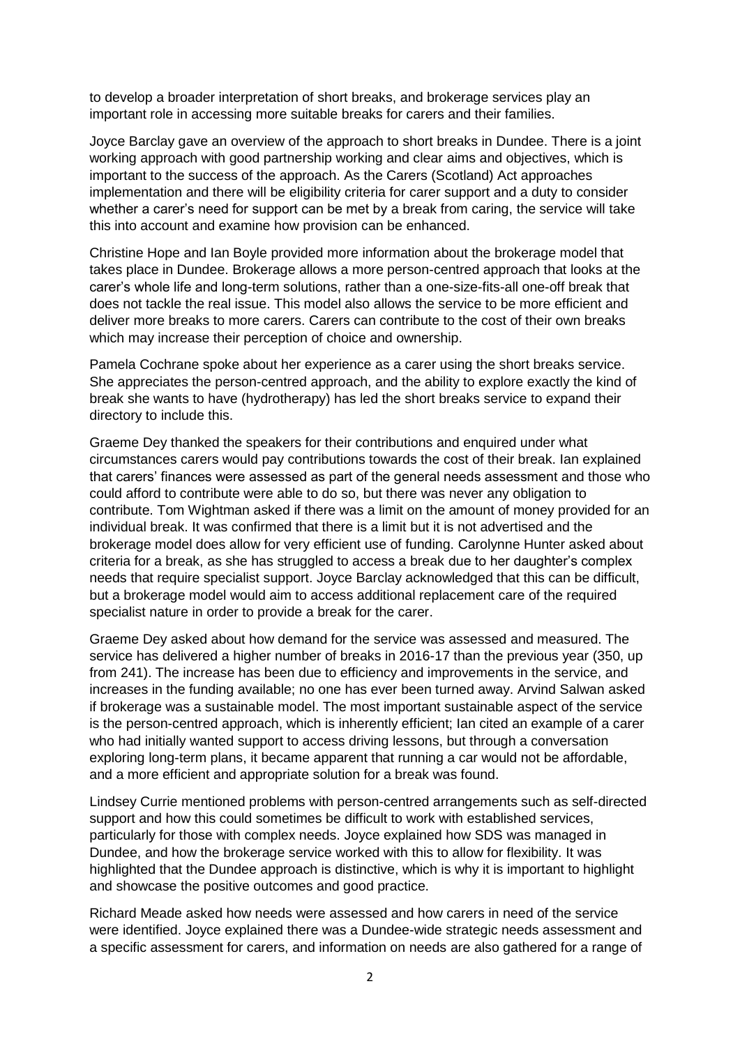to develop a broader interpretation of short breaks, and brokerage services play an important role in accessing more suitable breaks for carers and their families.

Joyce Barclay gave an overview of the approach to short breaks in Dundee. There is a joint working approach with good partnership working and clear aims and objectives, which is important to the success of the approach. As the Carers (Scotland) Act approaches implementation and there will be eligibility criteria for carer support and a duty to consider whether a carer's need for support can be met by a break from caring, the service will take this into account and examine how provision can be enhanced.

Christine Hope and Ian Boyle provided more information about the brokerage model that takes place in Dundee. Brokerage allows a more person-centred approach that looks at the carer's whole life and long-term solutions, rather than a one-size-fits-all one-off break that does not tackle the real issue. This model also allows the service to be more efficient and deliver more breaks to more carers. Carers can contribute to the cost of their own breaks which may increase their perception of choice and ownership.

Pamela Cochrane spoke about her experience as a carer using the short breaks service. She appreciates the person-centred approach, and the ability to explore exactly the kind of break she wants to have (hydrotherapy) has led the short breaks service to expand their directory to include this.

Graeme Dey thanked the speakers for their contributions and enquired under what circumstances carers would pay contributions towards the cost of their break. Ian explained that carers' finances were assessed as part of the general needs assessment and those who could afford to contribute were able to do so, but there was never any obligation to contribute. Tom Wightman asked if there was a limit on the amount of money provided for an individual break. It was confirmed that there is a limit but it is not advertised and the brokerage model does allow for very efficient use of funding. Carolynne Hunter asked about criteria for a break, as she has struggled to access a break due to her daughter's complex needs that require specialist support. Joyce Barclay acknowledged that this can be difficult, but a brokerage model would aim to access additional replacement care of the required specialist nature in order to provide a break for the carer.

Graeme Dey asked about how demand for the service was assessed and measured. The service has delivered a higher number of breaks in 2016-17 than the previous year (350, up from 241). The increase has been due to efficiency and improvements in the service, and increases in the funding available; no one has ever been turned away. Arvind Salwan asked if brokerage was a sustainable model. The most important sustainable aspect of the service is the person-centred approach, which is inherently efficient; Ian cited an example of a carer who had initially wanted support to access driving lessons, but through a conversation exploring long-term plans, it became apparent that running a car would not be affordable, and a more efficient and appropriate solution for a break was found.

Lindsey Currie mentioned problems with person-centred arrangements such as self-directed support and how this could sometimes be difficult to work with established services, particularly for those with complex needs. Joyce explained how SDS was managed in Dundee, and how the brokerage service worked with this to allow for flexibility. It was highlighted that the Dundee approach is distinctive, which is why it is important to highlight and showcase the positive outcomes and good practice.

Richard Meade asked how needs were assessed and how carers in need of the service were identified. Joyce explained there was a Dundee-wide strategic needs assessment and a specific assessment for carers, and information on needs are also gathered for a range of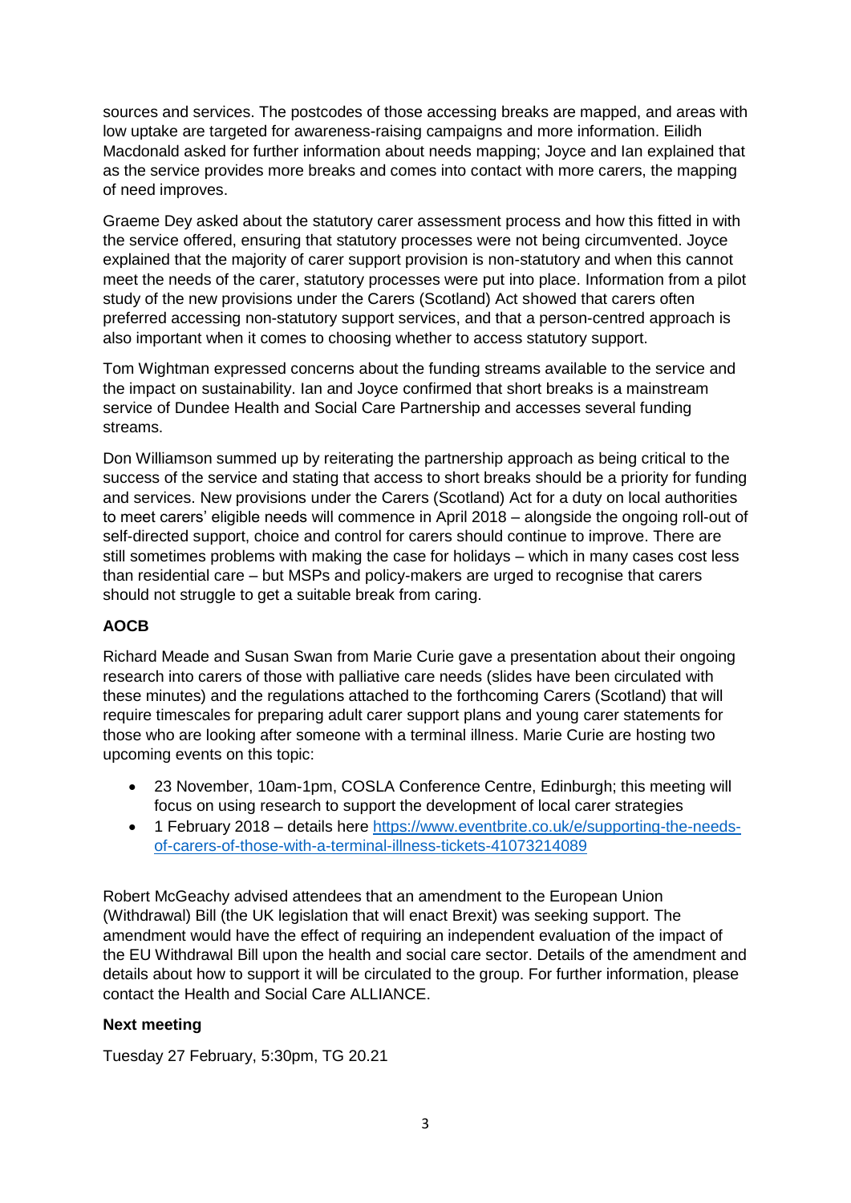sources and services. The postcodes of those accessing breaks are mapped, and areas with low uptake are targeted for awareness-raising campaigns and more information. Eilidh Macdonald asked for further information about needs mapping; Joyce and Ian explained that as the service provides more breaks and comes into contact with more carers, the mapping of need improves.

Graeme Dey asked about the statutory carer assessment process and how this fitted in with the service offered, ensuring that statutory processes were not being circumvented. Joyce explained that the majority of carer support provision is non-statutory and when this cannot meet the needs of the carer, statutory processes were put into place. Information from a pilot study of the new provisions under the Carers (Scotland) Act showed that carers often preferred accessing non-statutory support services, and that a person-centred approach is also important when it comes to choosing whether to access statutory support.

Tom Wightman expressed concerns about the funding streams available to the service and the impact on sustainability. Ian and Joyce confirmed that short breaks is a mainstream service of Dundee Health and Social Care Partnership and accesses several funding streams.

Don Williamson summed up by reiterating the partnership approach as being critical to the success of the service and stating that access to short breaks should be a priority for funding and services. New provisions under the Carers (Scotland) Act for a duty on local authorities to meet carers' eligible needs will commence in April 2018 – alongside the ongoing roll-out of self-directed support, choice and control for carers should continue to improve. There are still sometimes problems with making the case for holidays – which in many cases cost less than residential care – but MSPs and policy-makers are urged to recognise that carers should not struggle to get a suitable break from caring.

**AOCB**

Richard Meade and Susan Swan from Marie Curie gave a presentation about their ongoing research into carers of those with palliative care needs (slides have been circulated with these minutes) and the regulations attached to the forthcoming Carers (Scotland) that will require timescales for preparing adult carer support plans and young carer statements for those who are looking after someone with a terminal illness. Marie Curie are hosting two upcoming events on this topic:

- 23 November, 10am-1pm, COSLA Conference Centre, Edinburgh; this meeting will focus on using research to support the development of local carer strategies
- 1 February 2018 – details here https://www.eventbrite.co.uk/e/supporting-the-needs-of-carers-of-those-with-a-terminal-illness-tickets-41073214089

Robert McGeachy advised attendees that an amendment to the European Union (Withdrawal) Bill (the UK legislation that will enact Brexit) was seeking support. The amendment would have the effect of requiring an independent evaluation of the impact of the EU Withdrawal Bill upon the health and social care sector. Details of the amendment and details about how to support it will be circulated to the group. For further information, please contact the Health and Social Care ALLIANCE.

**Next meeting**

Tuesday 27 February, 5:30pm, TG 20.21